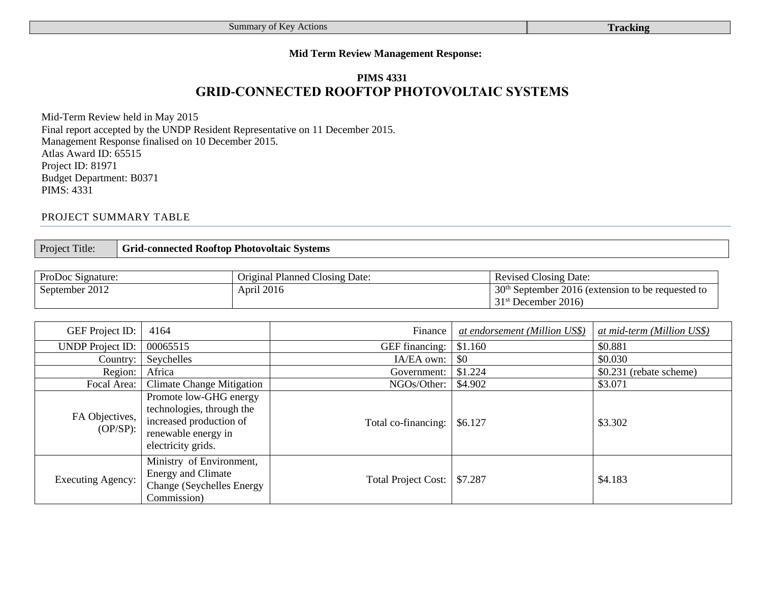| Summary of Key Actions | Tracking |
| --- | --- |

**Mid Term Review Management Response:**

## PIMS 4331
# GRID-CONNECTED ROOFTOP PHOTOVOLTAIC SYSTEMS

Mid-Term Review held in May 2015
Final report accepted by the UNDP Resident Representative on 11 December 2015.
Management Response finalised on 10 December 2015.
Atlas Award ID: 65515
Project ID: 81971
Budget Department: B0371
PIMS: 4331

## PROJECT SUMMARY TABLE

| Project Title: | **Grid-connected Rooftop Photovoltaic Systems** |
| --- | --- |

| ProDoc Signature: | Original Planned Closing Date: | Revised Closing Date: |
| --- | --- | --- |
| September 2012 | April 2016 | 30th September 2016 (extension to be requested to 31st December 2016) |

| GEF Project ID: | 4164 | Finance | *at endorsement (Million US$)* | *at mid-term (Million US$)* |
| --- | --- | --- | --- | --- |
| UNDP Project ID: | 00065515 | GEF financing: | $1.160 | $0.881 |
| Country: | Seychelles | IA/EA own: | $0 | $0.030 |
| Region: | Africa | Government: | $1.224 | $0.231 (rebate scheme) |
| Focal Area: | Climate Change Mitigation | NGOs/Other: | $4.902 | $3.071 |
| FA Objectives, (OP/SP): | Promote low-GHG energy technologies, through the increased production of renewable energy in electricity grids. | Total co-financing: | $6.127 | $3.302 |
| Executing Agency: | Ministry of Environment, Energy and Climate Change (Seychelles Energy Commission) | Total Project Cost: | $7.287 | $4.183 |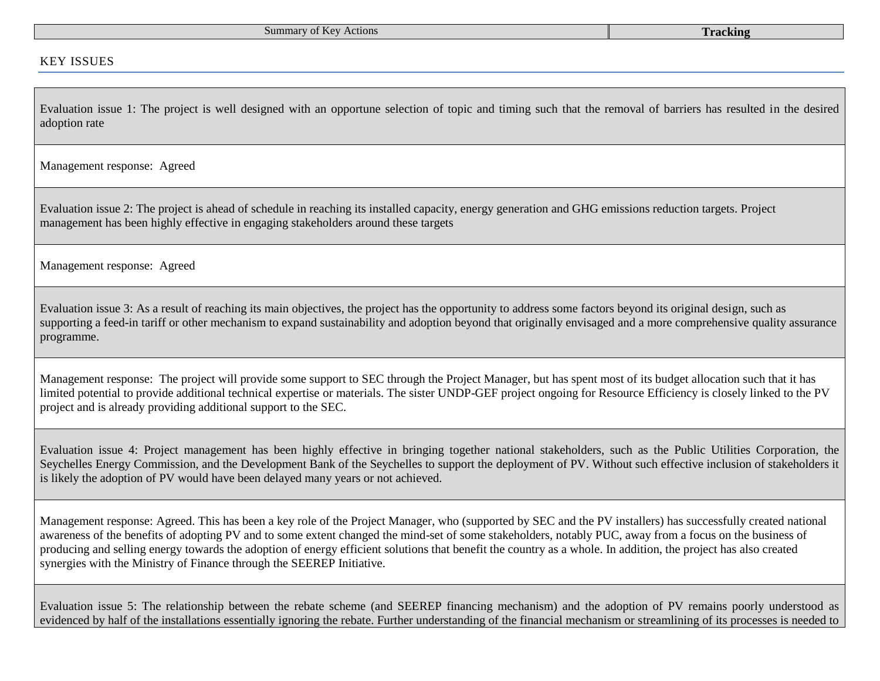| Summary of Key Actions | **Tracking** |
|---|---|

## KEY ISSUES

| |
|---|
| Evaluation issue 1: The project is well designed with an opportune selection of topic and timing such that the removal of barriers has resulted in the desired adoption rate |
| Management response: Agreed |
| Evaluation issue 2: The project is ahead of schedule in reaching its installed capacity, energy generation and GHG emissions reduction targets. Project management has been highly effective in engaging stakeholders around these targets |
| Management response: Agreed |
| Evaluation issue 3: As a result of reaching its main objectives, the project has the opportunity to address some factors beyond its original design, such as supporting a feed-in tariff or other mechanism to expand sustainability and adoption beyond that originally envisaged and a more comprehensive quality assurance programme. |
| Management response: The project will provide some support to SEC through the Project Manager, but has spent most of its budget allocation such that it has limited potential to provide additional technical expertise or materials. The sister UNDP-GEF project ongoing for Resource Efficiency is closely linked to the PV project and is already providing additional support to the SEC. |
| Evaluation issue 4: Project management has been highly effective in bringing together national stakeholders, such as the Public Utilities Corporation, the Seychelles Energy Commission, and the Development Bank of the Seychelles to support the deployment of PV. Without such effective inclusion of stakeholders it is likely the adoption of PV would have been delayed many years or not achieved. |
| Management response: Agreed. This has been a key role of the Project Manager, who (supported by SEC and the PV installers) has successfully created national awareness of the benefits of adopting PV and to some extent changed the mind-set of some stakeholders, notably PUC, away from a focus on the business of producing and selling energy towards the adoption of energy efficient solutions that benefit the country as a whole. In addition, the project has also created synergies with the Ministry of Finance through the SEEREP Initiative. |
| Evaluation issue 5: The relationship between the rebate scheme (and SEEREP financing mechanism) and the adoption of PV remains poorly understood as evidenced by half of the installations essentially ignoring the rebate. Further understanding of the financial mechanism or streamlining of its processes is needed to |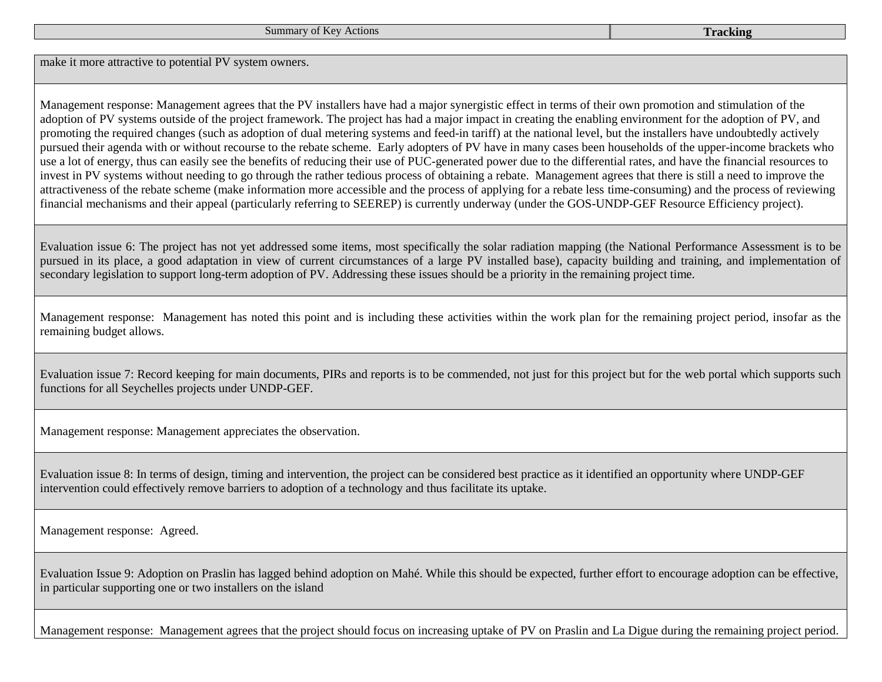| Summary of Key Actions | Tracking |
| --- | --- |

make it more attractive to potential PV system owners.

Management response: Management agrees that the PV installers have had a major synergistic effect in terms of their own promotion and stimulation of the adoption of PV systems outside of the project framework. The project has had a major impact in creating the enabling environment for the adoption of PV, and promoting the required changes (such as adoption of dual metering systems and feed-in tariff) at the national level, but the installers have undoubtedly actively pursued their agenda with or without recourse to the rebate scheme. Early adopters of PV have in many cases been households of the upper-income brackets who use a lot of energy, thus can easily see the benefits of reducing their use of PUC-generated power due to the differential rates, and have the financial resources to invest in PV systems without needing to go through the rather tedious process of obtaining a rebate. Management agrees that there is still a need to improve the attractiveness of the rebate scheme (make information more accessible and the process of applying for a rebate less time-consuming) and the process of reviewing financial mechanisms and their appeal (particularly referring to SEEREP) is currently underway (under the GOS-UNDP-GEF Resource Efficiency project).

Evaluation issue 6: The project has not yet addressed some items, most specifically the solar radiation mapping (the National Performance Assessment is to be pursued in its place, a good adaptation in view of current circumstances of a large PV installed base), capacity building and training, and implementation of secondary legislation to support long-term adoption of PV. Addressing these issues should be a priority in the remaining project time.

Management response: Management has noted this point and is including these activities within the work plan for the remaining project period, insofar as the remaining budget allows.

Evaluation issue 7: Record keeping for main documents, PIRs and reports is to be commended, not just for this project but for the web portal which supports such functions for all Seychelles projects under UNDP-GEF.

Management response: Management appreciates the observation.

Evaluation issue 8: In terms of design, timing and intervention, the project can be considered best practice as it identified an opportunity where UNDP-GEF intervention could effectively remove barriers to adoption of a technology and thus facilitate its uptake.

Management response: Agreed.

Evaluation Issue 9: Adoption on Praslin has lagged behind adoption on Mahé. While this should be expected, further effort to encourage adoption can be effective, in particular supporting one or two installers on the island

Management response: Management agrees that the project should focus on increasing uptake of PV on Praslin and La Digue during the remaining project period.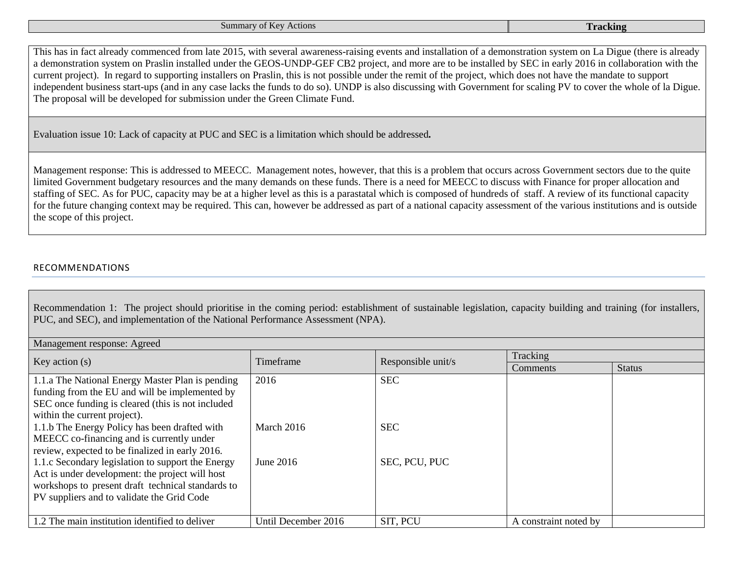| Summary of Key Actions | **Tracking** |
|---|---|

This has in fact already commenced from late 2015, with several awareness-raising events and installation of a demonstration system on La Digue (there is already a demonstration system on Praslin installed under the GEOS-UNDP-GEF CB2 project, and more are to be installed by SEC in early 2016 in collaboration with the current project). In regard to supporting installers on Praslin, this is not possible under the remit of the project, which does not have the mandate to support independent business start-ups (and in any case lacks the funds to do so). UNDP is also discussing with Government for scaling PV to cover the whole of la Digue. The proposal will be developed for submission under the Green Climate Fund.

Evaluation issue 10: Lack of capacity at PUC and SEC is a limitation which should be addressed**.**

Management response: This is addressed to MEECC. Management notes, however, that this is a problem that occurs across Government sectors due to the quite limited Government budgetary resources and the many demands on these funds. There is a need for MEECC to discuss with Finance for proper allocation and staffing of SEC. As for PUC, capacity may be at a higher level as this is a parastatal which is composed of hundreds of staff. A review of its functional capacity for the future changing context may be required. This can, however be addressed as part of a national capacity assessment of the various institutions and is outside the scope of this project.

## RECOMMENDATIONS

Recommendation 1: The project should prioritise in the coming period: establishment of sustainable legislation, capacity building and training (for installers, PUC, and SEC), and implementation of the National Performance Assessment (NPA).

Management response: Agreed

| Key action (s) | Timeframe | Responsible unit/s | Tracking | |
|---|---|---|---|---|
| | | | Comments | Status |
| 1.1.a The National Energy Master Plan is pending funding from the EU and will be implemented by SEC once funding is cleared (this is not included within the current project). | 2016 | SEC | | |
| 1.1.b The Energy Policy has been drafted with MEECC co-financing and is currently under review, expected to be finalized in early 2016. | March 2016 | SEC | | |
| 1.1.c Secondary legislation to support the Energy Act is under development: the project will host workshops to present draft technical standards to PV suppliers and to validate the Grid Code | June 2016 | SEC, PCU, PUC | | |
| 1.2 The main institution identified to deliver | Until December 2016 | SIT, PCU | A constraint noted by | |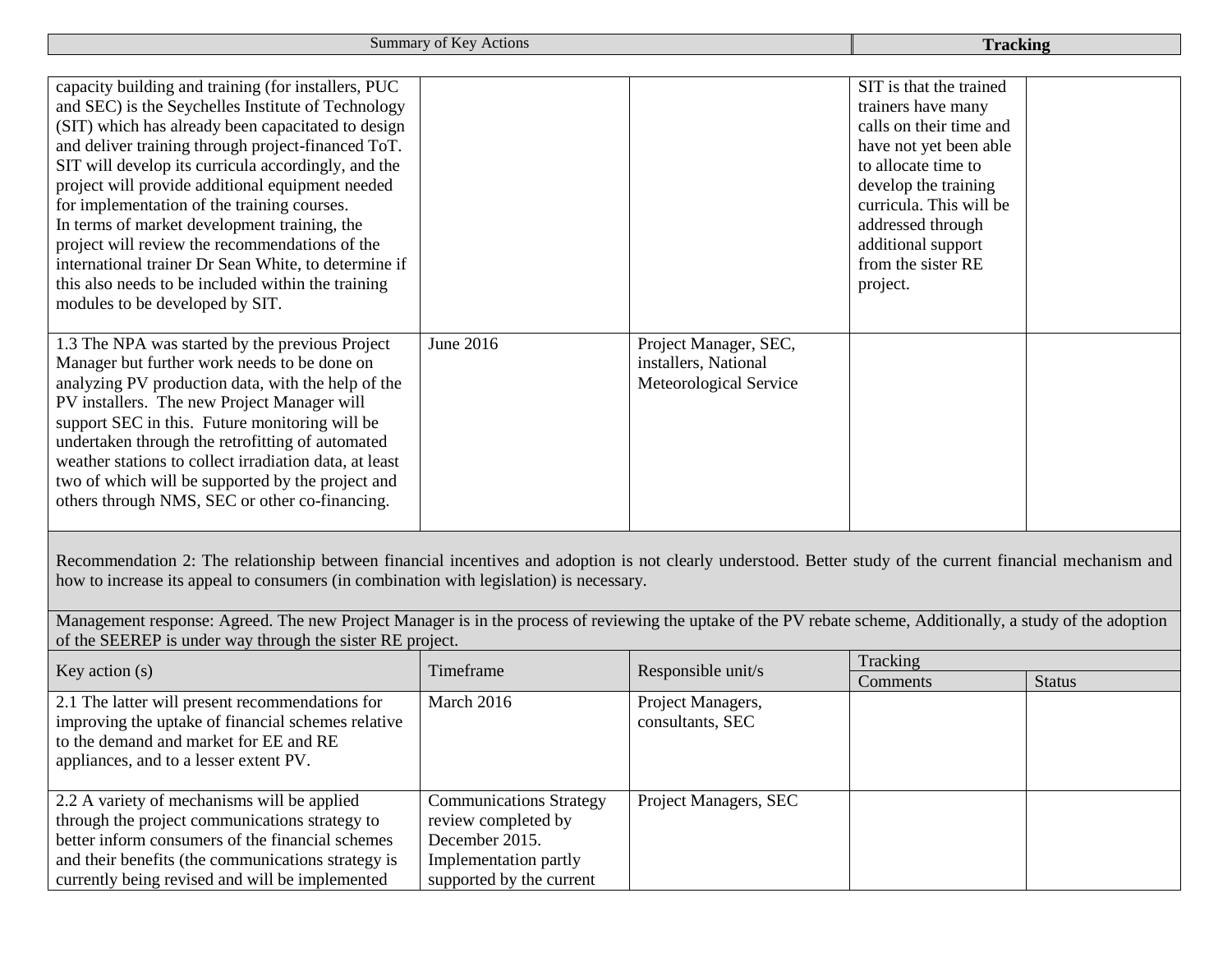| Summary of Key Actions | | | Tracking | |
|---|---|---|---|---|
| capacity building and training (for installers, PUC and SEC) is the Seychelles Institute of Technology (SIT) which has already been capacitated to design and deliver training through project-financed ToT. SIT will develop its curricula accordingly, and the project will provide additional equipment needed for implementation of the training courses. In terms of market development training, the project will review the recommendations of the international trainer Dr Sean White, to determine if this also needs to be included within the training modules to be developed by SIT. | | | SIT is that the trained trainers have many calls on their time and have not yet been able to allocate time to develop the training curricula. This will be addressed through additional support from the sister RE project. | |
| 1.3 The NPA was started by the previous Project Manager but further work needs to be done on analyzing PV production data, with the help of the PV installers. The new Project Manager will support SEC in this. Future monitoring will be undertaken through the retrofitting of automated weather stations to collect irradiation data, at least two of which will be supported by the project and others through NMS, SEC or other co-financing. | June 2016 | Project Manager, SEC, installers, National Meteorological Service | | |

Recommendation 2: The relationship between financial incentives and adoption is not clearly understood. Better study of the current financial mechanism and how to increase its appeal to consumers (in combination with legislation) is necessary.

Management response: Agreed. The new Project Manager is in the process of reviewing the uptake of the PV rebate scheme, Additionally, a study of the adoption of the SEEREP is under way through the sister RE project.

| Key action (s) | Timeframe | Responsible unit/s | Tracking | |
|---|---|---|---|---|
| | | | Comments | Status |
| 2.1 The latter will present recommendations for improving the uptake of financial schemes relative to the demand and market for EE and RE appliances, and to a lesser extent PV. | March 2016 | Project Managers, consultants, SEC | | |
| 2.2 A variety of mechanisms will be applied through the project communications strategy to better inform consumers of the financial schemes and their benefits (the communications strategy is currently being revised and will be implemented | Communications Strategy review completed by December 2015. Implementation partly supported by the current | Project Managers, SEC | | |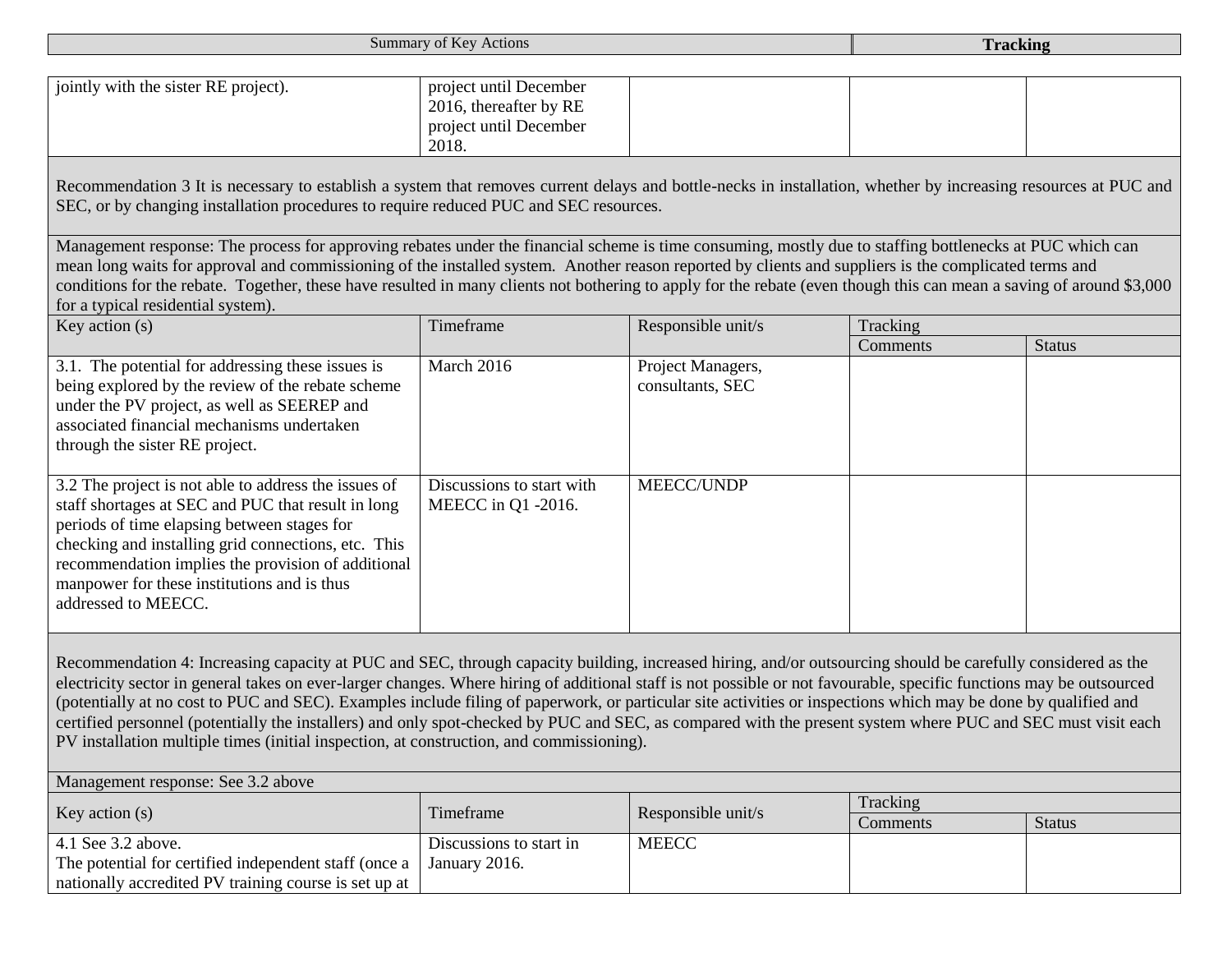| Summary of Key Actions | | | Tracking | |
|---|---|---|---|---|
| jointly with the sister RE project). | project until December 2016, thereafter by RE project until December 2018. | | | |

Recommendation 3 It is necessary to establish a system that removes current delays and bottle-necks in installation, whether by increasing resources at PUC and SEC, or by changing installation procedures to require reduced PUC and SEC resources.

Management response: The process for approving rebates under the financial scheme is time consuming, mostly due to staffing bottlenecks at PUC which can mean long waits for approval and commissioning of the installed system. Another reason reported by clients and suppliers is the complicated terms and conditions for the rebate. Together, these have resulted in many clients not bothering to apply for the rebate (even though this can mean a saving of around $3,000 for a typical residential system).

| Key action (s) | Timeframe | Responsible unit/s | Tracking | |
|---|---|---|---|---|
| | | | Comments | Status |
| 3.1. The potential for addressing these issues is being explored by the review of the rebate scheme under the PV project, as well as SEEREP and associated financial mechanisms undertaken through the sister RE project. | March 2016 | Project Managers, consultants, SEC | | |
| 3.2 The project is not able to address the issues of staff shortages at SEC and PUC that result in long periods of time elapsing between stages for checking and installing grid connections, etc. This recommendation implies the provision of additional manpower for these institutions and is thus addressed to MEECC. | Discussions to start with MEECC in Q1 -2016. | MEECC/UNDP | | |

Recommendation 4: Increasing capacity at PUC and SEC, through capacity building, increased hiring, and/or outsourcing should be carefully considered as the electricity sector in general takes on ever-larger changes. Where hiring of additional staff is not possible or not favourable, specific functions may be outsourced (potentially at no cost to PUC and SEC). Examples include filing of paperwork, or particular site activities or inspections which may be done by qualified and certified personnel (potentially the installers) and only spot-checked by PUC and SEC, as compared with the present system where PUC and SEC must visit each PV installation multiple times (initial inspection, at construction, and commissioning).

Management response: See 3.2 above

| Key action (s) | Timeframe | Responsible unit/s | Tracking | |
|---|---|---|---|---|
| | | | Comments | Status |
| 4.1 See 3.2 above. The potential for certified independent staff (once a nationally accredited PV training course is set up at | Discussions to start in January 2016. | MEECC | | |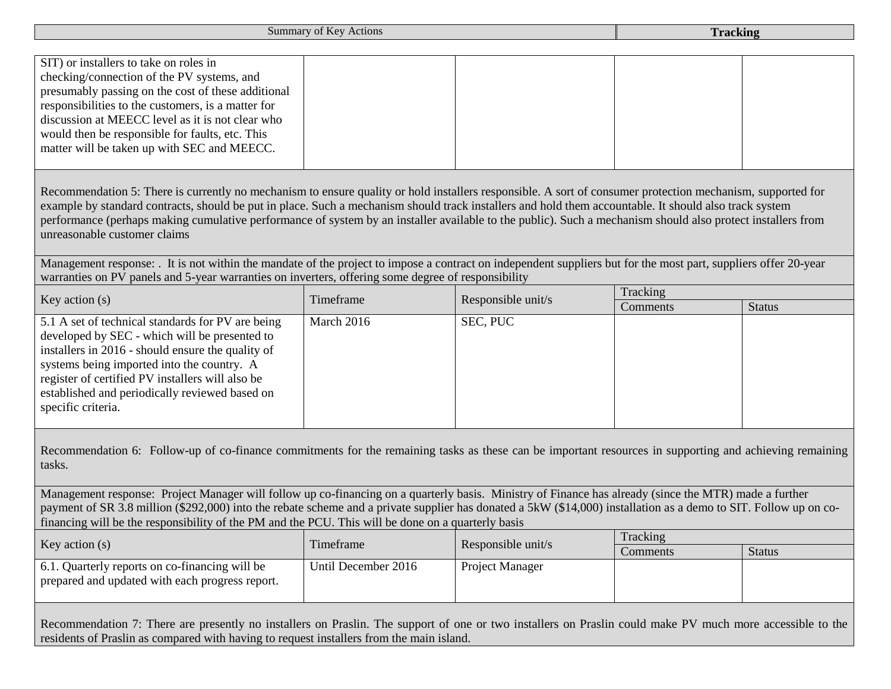| Summary of Key Actions | | | Tracking | |
|---|---|---|---|---|
| SIT) or installers to take on roles in checking/connection of the PV systems, and presumably passing on the cost of these additional responsibilities to the customers, is a matter for discussion at MEECC level as it is not clear who would then be responsible for faults, etc. This matter will be taken up with SEC and MEECC. | | | | |

Recommendation 5: There is currently no mechanism to ensure quality or hold installers responsible. A sort of consumer protection mechanism, supported for example by standard contracts, should be put in place. Such a mechanism should track installers and hold them accountable. It should also track system performance (perhaps making cumulative performance of system by an installer available to the public). Such a mechanism should also protect installers from unreasonable customer claims

Management response: . It is not within the mandate of the project to impose a contract on independent suppliers but for the most part, suppliers offer 20-year warranties on PV panels and 5-year warranties on inverters, offering some degree of responsibility

| Key action (s) | Timeframe | Responsible unit/s | Tracking | |
|---|---|---|---|---|
| | | | Comments | Status |
| 5.1 A set of technical standards for PV are being developed by SEC - which will be presented to installers in 2016 - should ensure the quality of systems being imported into the country. A register of certified PV installers will also be established and periodically reviewed based on specific criteria. | March 2016 | SEC, PUC | | |

Recommendation 6: Follow-up of co-finance commitments for the remaining tasks as these can be important resources in supporting and achieving remaining tasks.

Management response: Project Manager will follow up co-financing on a quarterly basis. Ministry of Finance has already (since the MTR) made a further payment of SR 3.8 million ($292,000) into the rebate scheme and a private supplier has donated a 5kW ($14,000) installation as a demo to SIT. Follow up on co-financing will be the responsibility of the PM and the PCU. This will be done on a quarterly basis

| Key action (s) | Timeframe | Responsible unit/s | Tracking | |
|---|---|---|---|---|
| | | | Comments | Status |
| 6.1. Quarterly reports on co-financing will be prepared and updated with each progress report. | Until December 2016 | Project Manager | | |

Recommendation 7: There are presently no installers on Praslin. The support of one or two installers on Praslin could make PV much more accessible to the residents of Praslin as compared with having to request installers from the main island.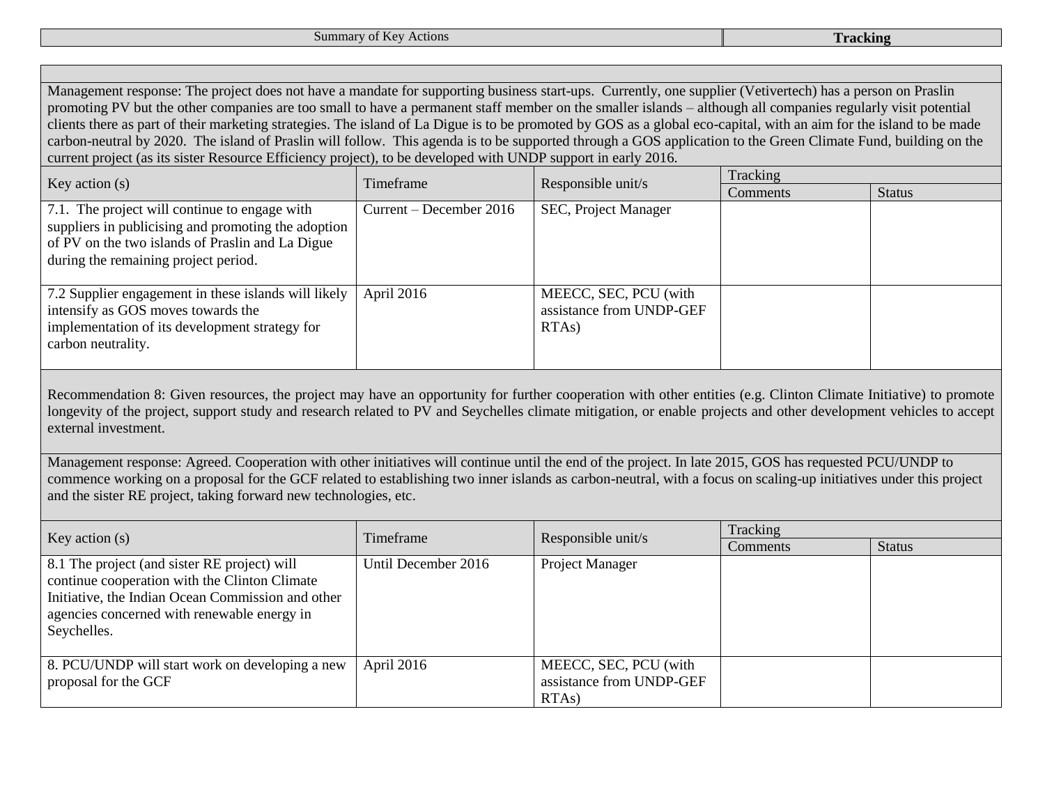| Summary of Key Actions | **Tracking** |
|---|---|

Management response: The project does not have a mandate for supporting business start-ups. Currently, one supplier (Vetivertech) has a person on Praslin promoting PV but the other companies are too small to have a permanent staff member on the smaller islands – although all companies regularly visit potential clients there as part of their marketing strategies. The island of La Digue is to be promoted by GOS as a global eco-capital, with an aim for the island to be made carbon-neutral by 2020. The island of Praslin will follow. This agenda is to be supported through a GOS application to the Green Climate Fund, building on the current project (as its sister Resource Efficiency project), to be developed with UNDP support in early 2016.

| Key action (s) | Timeframe | Responsible unit/s | Tracking | |
|---|---|---|---|---|
| | | | Comments | Status |
| 7.1. The project will continue to engage with suppliers in publicising and promoting the adoption of PV on the two islands of Praslin and La Digue during the remaining project period. | Current – December 2016 | SEC, Project Manager | | |
| 7.2 Supplier engagement in these islands will likely intensify as GOS moves towards the implementation of its development strategy for carbon neutrality. | April 2016 | MEECC, SEC, PCU (with assistance from UNDP-GEF RTAs) | | |

Recommendation 8: Given resources, the project may have an opportunity for further cooperation with other entities (e.g. Clinton Climate Initiative) to promote longevity of the project, support study and research related to PV and Seychelles climate mitigation, or enable projects and other development vehicles to accept external investment.

Management response: Agreed. Cooperation with other initiatives will continue until the end of the project. In late 2015, GOS has requested PCU/UNDP to commence working on a proposal for the GCF related to establishing two inner islands as carbon-neutral, with a focus on scaling-up initiatives under this project and the sister RE project, taking forward new technologies, etc.

| Key action (s) | Timeframe | Responsible unit/s | Tracking | |
|---|---|---|---|---|
| | | | Comments | Status |
| 8.1 The project (and sister RE project) will continue cooperation with the Clinton Climate Initiative, the Indian Ocean Commission and other agencies concerned with renewable energy in Seychelles. | Until December 2016 | Project Manager | | |
| 8. PCU/UNDP will start work on developing a new proposal for the GCF | April 2016 | MEECC, SEC, PCU (with assistance from UNDP-GEF RTAs) | | |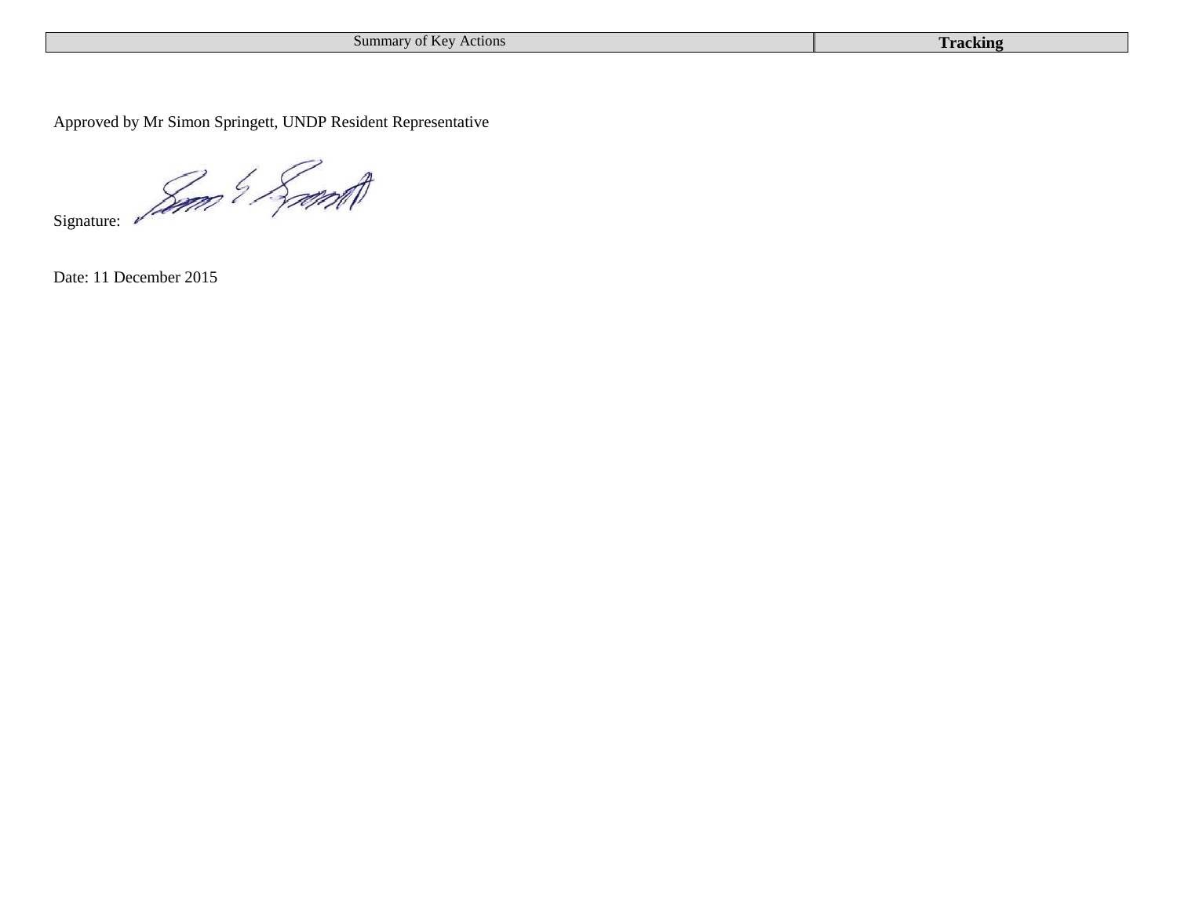| Summary of Key Actions | **Tracking** |
| --- | --- |

Approved by Mr Simon Springett, UNDP Resident Representative

Signature:

Date: 11 December 2015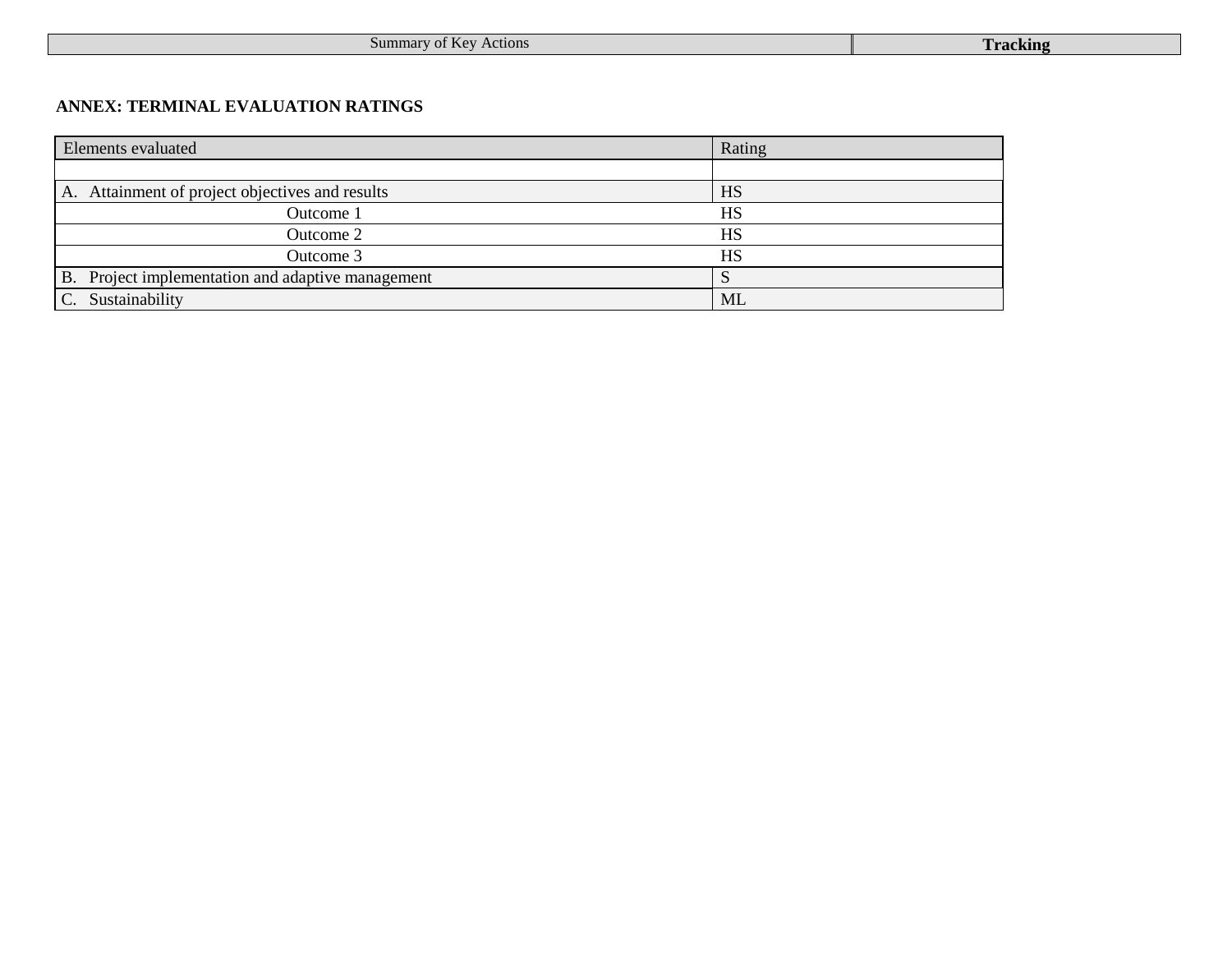| Summary of Key Actions | Tracking |
|---|---|

**ANNEX: TERMINAL EVALUATION RATINGS**

| Elements evaluated | Rating |
|---|---|
| | |
| A. Attainment of project objectives and results | HS |
| Outcome 1 | HS |
| Outcome 2 | HS |
| Outcome 3 | HS |
| B. Project implementation and adaptive management | S |
| C. Sustainability | ML |